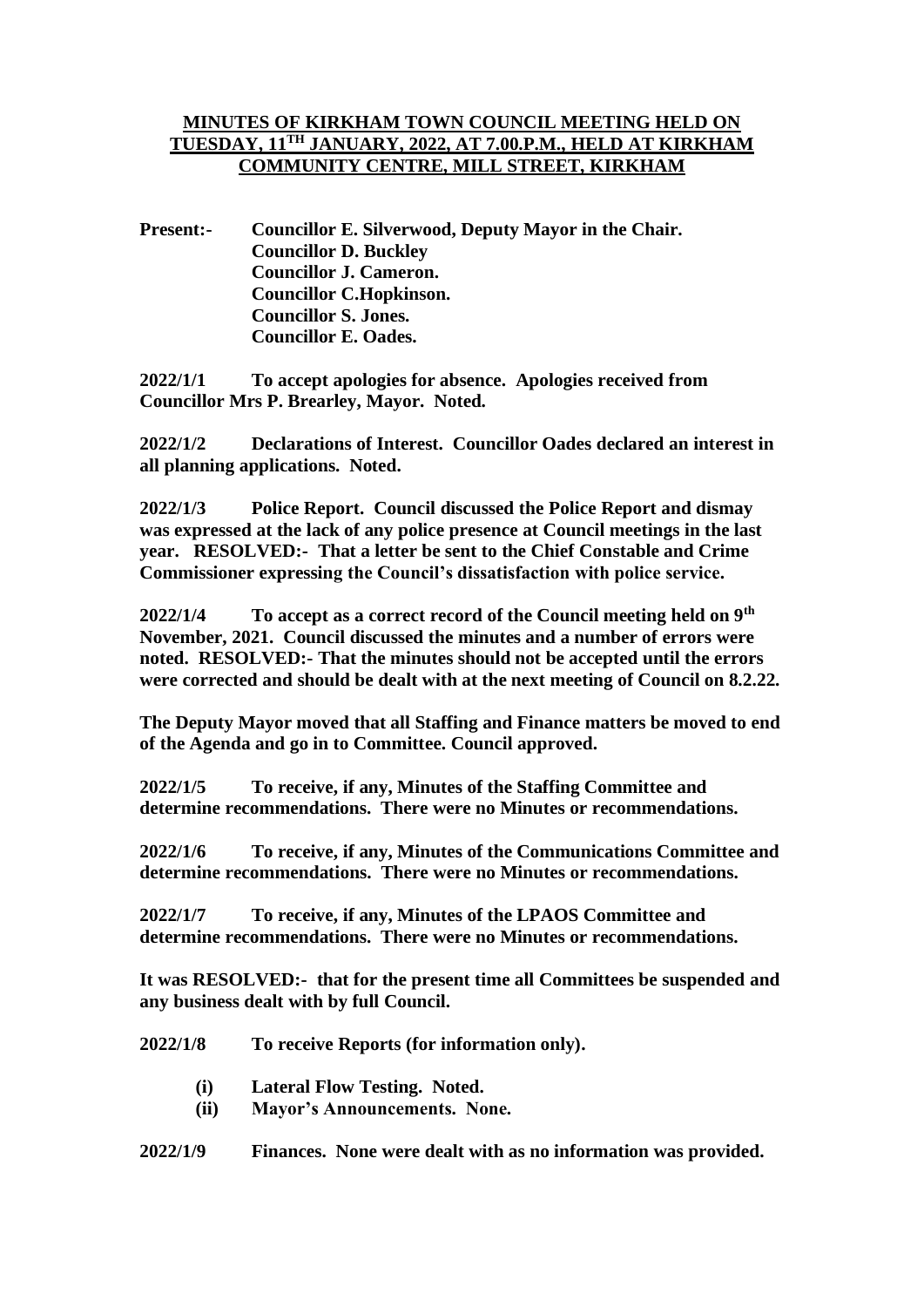# MINUTES OF KIRKHAM TOWN COUNCIL MEETING HELD ON TUESDAY, 11TH JANUARY, 2022, AT 7.00.P.M., HELD AT KIRKHAM COMMUNITY CENTRE, MILL STREET, KIRKHAM

**Present:-** **Councillor E. Silverwood, Deputy Mayor in the Chair.**
**Councillor D. Buckley**
**Councillor J. Cameron.**
**Councillor C.Hopkinson.**
**Councillor S. Jones.**
**Councillor E. Oades.**

**2022/1/1 To accept apologies for absence. Apologies received from Councillor Mrs P. Brearley, Mayor. Noted.**

**2022/1/2 Declarations of Interest. Councillor Oades declared an interest in all planning applications. Noted.**

**2022/1/3 Police Report. Council discussed the Police Report and dismay was expressed at the lack of any police presence at Council meetings in the last year. RESOLVED:- That a letter be sent to the Chief Constable and Crime Commissioner expressing the Council's dissatisfaction with police service.**

**2022/1/4 To accept as a correct record of the Council meeting held on 9th November, 2021. Council discussed the minutes and a number of errors were noted. RESOLVED:- That the minutes should not be accepted until the errors were corrected and should be dealt with at the next meeting of Council on 8.2.22.**

**The Deputy Mayor moved that all Staffing and Finance matters be moved to end of the Agenda and go in to Committee. Council approved.**

**2022/1/5 To receive, if any, Minutes of the Staffing Committee and determine recommendations. There were no Minutes or recommendations.**

**2022/1/6 To receive, if any, Minutes of the Communications Committee and determine recommendations. There were no Minutes or recommendations.**

**2022/1/7 To receive, if any, Minutes of the LPAOS Committee and determine recommendations. There were no Minutes or recommendations.**

**It was RESOLVED:- that for the present time all Committees be suspended and any business dealt with by full Council.**

**2022/1/8 To receive Reports (for information only).**

- **(i) Lateral Flow Testing. Noted.**
- **(ii) Mayor's Announcements. None.**

**2022/1/9 Finances. None were dealt with as no information was provided.**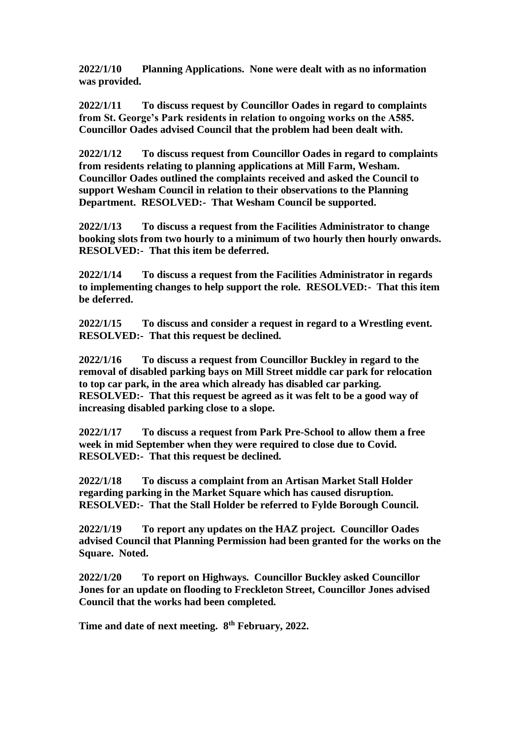**2022/1/10 Planning Applications. None were dealt with as no information was provided.**

**2022/1/11 To discuss request by Councillor Oades in regard to complaints from St. George's Park residents in relation to ongoing works on the A585. Councillor Oades advised Council that the problem had been dealt with.**

**2022/1/12 To discuss request from Councillor Oades in regard to complaints from residents relating to planning applications at Mill Farm, Wesham. Councillor Oades outlined the complaints received and asked the Council to support Wesham Council in relation to their observations to the Planning Department. RESOLVED:- That Wesham Council be supported.**

**2022/1/13 To discuss a request from the Facilities Administrator to change booking slots from two hourly to a minimum of two hourly then hourly onwards. RESOLVED:- That this item be deferred.**

**2022/1/14 To discuss a request from the Facilities Administrator in regards to implementing changes to help support the role. RESOLVED:- That this item be deferred.**

**2022/1/15 To discuss and consider a request in regard to a Wrestling event. RESOLVED:- That this request be declined.**

**2022/1/16 To discuss a request from Councillor Buckley in regard to the removal of disabled parking bays on Mill Street middle car park for relocation to top car park, in the area which already has disabled car parking. RESOLVED:- That this request be agreed as it was felt to be a good way of increasing disabled parking close to a slope.**

**2022/1/17 To discuss a request from Park Pre-School to allow them a free week in mid September when they were required to close due to Covid. RESOLVED:- That this request be declined.**

**2022/1/18 To discuss a complaint from an Artisan Market Stall Holder regarding parking in the Market Square which has caused disruption. RESOLVED:- That the Stall Holder be referred to Fylde Borough Council.**

**2022/1/19 To report any updates on the HAZ project. Councillor Oades advised Council that Planning Permission had been granted for the works on the Square. Noted.**

**2022/1/20 To report on Highways. Councillor Buckley asked Councillor Jones for an update on flooding to Freckleton Street, Councillor Jones advised Council that the works had been completed.**

**Time and date of next meeting. 8th February, 2022.**